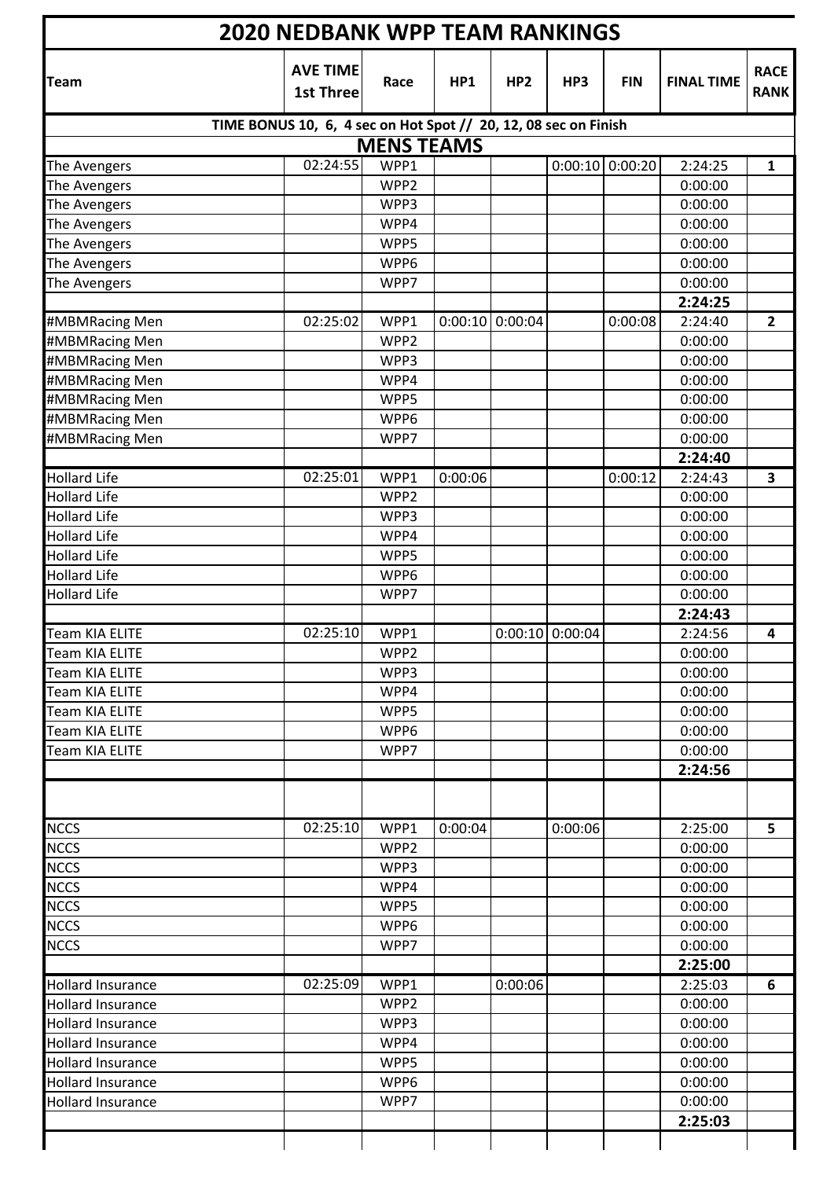# 2020 NEDBANK WPP TEAM RANKINGS

| Team | AVE TIME 1st Three | Race | HP1 | HP2 | HP3 | FIN | FINAL TIME | RACE RANK |
|---|---|---|---|---|---|---|---|---|
| TIME BONUS 10, 6, 4 sec on Hot Spot // 20, 12, 08 sec on Finish | | | | | | | | |
| **MENS TEAMS** | | | | | | | | |
| The Avengers | 02:24:55 | WPP1 | | | 0:00:10 | 0:00:20 | 2:24:25 | **1** |
| The Avengers | | WPP2 | | | | | 0:00:00 | |
| The Avengers | | WPP3 | | | | | 0:00:00 | |
| The Avengers | | WPP4 | | | | | 0:00:00 | |
| The Avengers | | WPP5 | | | | | 0:00:00 | |
| The Avengers | | WPP6 | | | | | 0:00:00 | |
| The Avengers | | WPP7 | | | | | 0:00:00 | |
| | | | | | | | **2:24:25** | |
| #MBMRacing Men | 02:25:02 | WPP1 | 0:00:10 | 0:00:04 | | 0:00:08 | 2:24:40 | **2** |
| #MBMRacing Men | | WPP2 | | | | | 0:00:00 | |
| #MBMRacing Men | | WPP3 | | | | | 0:00:00 | |
| #MBMRacing Men | | WPP4 | | | | | 0:00:00 | |
| #MBMRacing Men | | WPP5 | | | | | 0:00:00 | |
| #MBMRacing Men | | WPP6 | | | | | 0:00:00 | |
| #MBMRacing Men | | WPP7 | | | | | 0:00:00 | |
| | | | | | | | **2:24:40** | |
| Hollard Life | 02:25:01 | WPP1 | 0:00:06 | | | 0:00:12 | 2:24:43 | **3** |
| Hollard Life | | WPP2 | | | | | 0:00:00 | |
| Hollard Life | | WPP3 | | | | | 0:00:00 | |
| Hollard Life | | WPP4 | | | | | 0:00:00 | |
| Hollard Life | | WPP5 | | | | | 0:00:00 | |
| Hollard Life | | WPP6 | | | | | 0:00:00 | |
| Hollard Life | | WPP7 | | | | | 0:00:00 | |
| | | | | | | | **2:24:43** | |
| Team KIA ELITE | 02:25:10 | WPP1 | | 0:00:10 | 0:00:04 | | 2:24:56 | **4** |
| Team KIA ELITE | | WPP2 | | | | | 0:00:00 | |
| Team KIA ELITE | | WPP3 | | | | | 0:00:00 | |
| Team KIA ELITE | | WPP4 | | | | | 0:00:00 | |
| Team KIA ELITE | | WPP5 | | | | | 0:00:00 | |
| Team KIA ELITE | | WPP6 | | | | | 0:00:00 | |
| Team KIA ELITE | | WPP7 | | | | | 0:00:00 | |
| | | | | | | | **2:24:56** | |
| | | | | | | | | |
| NCCS | 02:25:10 | WPP1 | 0:00:04 | | 0:00:06 | | 2:25:00 | **5** |
| NCCS | | WPP2 | | | | | 0:00:00 | |
| NCCS | | WPP3 | | | | | 0:00:00 | |
| NCCS | | WPP4 | | | | | 0:00:00 | |
| NCCS | | WPP5 | | | | | 0:00:00 | |
| NCCS | | WPP6 | | | | | 0:00:00 | |
| NCCS | | WPP7 | | | | | 0:00:00 | |
| | | | | | | | **2:25:00** | |
| Hollard Insurance | 02:25:09 | WPP1 | | 0:00:06 | | | 2:25:03 | **6** |
| Hollard Insurance | | WPP2 | | | | | 0:00:00 | |
| Hollard Insurance | | WPP3 | | | | | 0:00:00 | |
| Hollard Insurance | | WPP4 | | | | | 0:00:00 | |
| Hollard Insurance | | WPP5 | | | | | 0:00:00 | |
| Hollard Insurance | | WPP6 | | | | | 0:00:00 | |
| Hollard Insurance | | WPP7 | | | | | 0:00:00 | |
| | | | | | | | **2:25:03** | |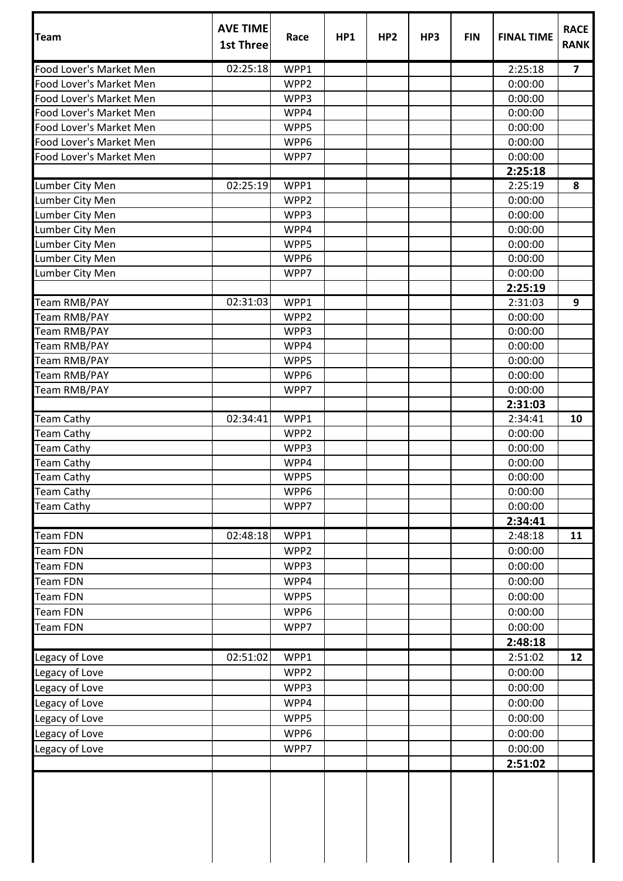| Team | AVE TIME 1st Three | Race | HP1 | HP2 | HP3 | FIN | FINAL TIME | RACE RANK |
|---|---|---|---|---|---|---|---|---|
| Food Lover's Market Men | 02:25:18 | WPP1 | | | | | 2:25:18 | **7** |
| Food Lover's Market Men | | WPP2 | | | | | 0:00:00 | |
| Food Lover's Market Men | | WPP3 | | | | | 0:00:00 | |
| Food Lover's Market Men | | WPP4 | | | | | 0:00:00 | |
| Food Lover's Market Men | | WPP5 | | | | | 0:00:00 | |
| Food Lover's Market Men | | WPP6 | | | | | 0:00:00 | |
| Food Lover's Market Men | | WPP7 | | | | | 0:00:00 | |
| | | | | | | | **2:25:18** | |
| Lumber City Men | 02:25:19 | WPP1 | | | | | 2:25:19 | **8** |
| Lumber City Men | | WPP2 | | | | | 0:00:00 | |
| Lumber City Men | | WPP3 | | | | | 0:00:00 | |
| Lumber City Men | | WPP4 | | | | | 0:00:00 | |
| Lumber City Men | | WPP5 | | | | | 0:00:00 | |
| Lumber City Men | | WPP6 | | | | | 0:00:00 | |
| Lumber City Men | | WPP7 | | | | | 0:00:00 | |
| | | | | | | | **2:25:19** | |
| Team RMB/PAY | 02:31:03 | WPP1 | | | | | 2:31:03 | **9** |
| Team RMB/PAY | | WPP2 | | | | | 0:00:00 | |
| Team RMB/PAY | | WPP3 | | | | | 0:00:00 | |
| Team RMB/PAY | | WPP4 | | | | | 0:00:00 | |
| Team RMB/PAY | | WPP5 | | | | | 0:00:00 | |
| Team RMB/PAY | | WPP6 | | | | | 0:00:00 | |
| Team RMB/PAY | | WPP7 | | | | | 0:00:00 | |
| | | | | | | | **2:31:03** | |
| Team Cathy | 02:34:41 | WPP1 | | | | | 2:34:41 | **10** |
| Team Cathy | | WPP2 | | | | | 0:00:00 | |
| Team Cathy | | WPP3 | | | | | 0:00:00 | |
| Team Cathy | | WPP4 | | | | | 0:00:00 | |
| Team Cathy | | WPP5 | | | | | 0:00:00 | |
| Team Cathy | | WPP6 | | | | | 0:00:00 | |
| Team Cathy | | WPP7 | | | | | 0:00:00 | |
| | | | | | | | **2:34:41** | |
| Team FDN | 02:48:18 | WPP1 | | | | | 2:48:18 | **11** |
| Team FDN | | WPP2 | | | | | 0:00:00 | |
| Team FDN | | WPP3 | | | | | 0:00:00 | |
| Team FDN | | WPP4 | | | | | 0:00:00 | |
| Team FDN | | WPP5 | | | | | 0:00:00 | |
| Team FDN | | WPP6 | | | | | 0:00:00 | |
| Team FDN | | WPP7 | | | | | 0:00:00 | |
| | | | | | | | **2:48:18** | |
| Legacy of Love | 02:51:02 | WPP1 | | | | | 2:51:02 | **12** |
| Legacy of Love | | WPP2 | | | | | 0:00:00 | |
| Legacy of Love | | WPP3 | | | | | 0:00:00 | |
| Legacy of Love | | WPP4 | | | | | 0:00:00 | |
| Legacy of Love | | WPP5 | | | | | 0:00:00 | |
| Legacy of Love | | WPP6 | | | | | 0:00:00 | |
| Legacy of Love | | WPP7 | | | | | 0:00:00 | |
| | | | | | | | **2:51:02** | |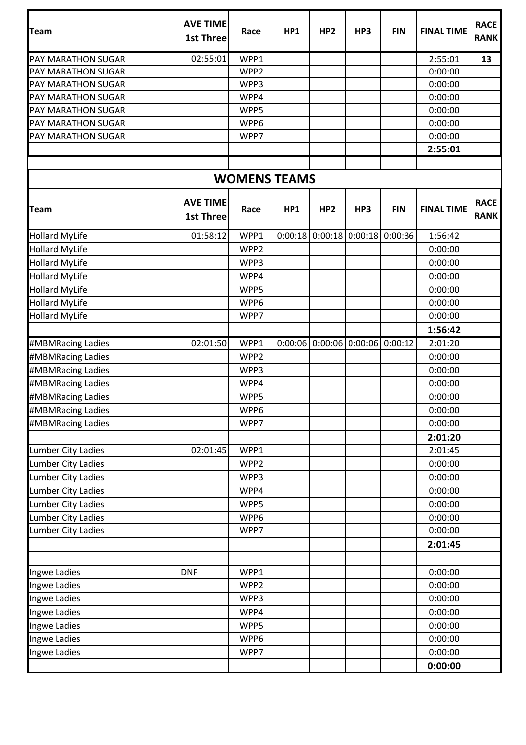| Team | AVE TIME 1st Three | Race | HP1 | HP2 | HP3 | FIN | FINAL TIME | RACE RANK |
|---|---|---|---|---|---|---|---|---|
| PAY MARATHON SUGAR | 02:55:01 | WPP1 | | | | | 2:55:01 | **13** |
| PAY MARATHON SUGAR | | WPP2 | | | | | 0:00:00 | |
| PAY MARATHON SUGAR | | WPP3 | | | | | 0:00:00 | |
| PAY MARATHON SUGAR | | WPP4 | | | | | 0:00:00 | |
| PAY MARATHON SUGAR | | WPP5 | | | | | 0:00:00 | |
| PAY MARATHON SUGAR | | WPP6 | | | | | 0:00:00 | |
| PAY MARATHON SUGAR | | WPP7 | | | | | 0:00:00 | |
| | | | | | | | **2:55:01** | |

## WOMENS TEAMS

| Team | AVE TIME 1st Three | Race | HP1 | HP2 | HP3 | FIN | FINAL TIME | RACE RANK |
|---|---|---|---|---|---|---|---|---|
| Hollard MyLife | 01:58:12 | WPP1 | 0:00:18 | 0:00:18 | 0:00:18 | 0:00:36 | 1:56:42 | |
| Hollard MyLife | | WPP2 | | | | | 0:00:00 | |
| Hollard MyLife | | WPP3 | | | | | 0:00:00 | |
| Hollard MyLife | | WPP4 | | | | | 0:00:00 | |
| Hollard MyLife | | WPP5 | | | | | 0:00:00 | |
| Hollard MyLife | | WPP6 | | | | | 0:00:00 | |
| Hollard MyLife | | WPP7 | | | | | 0:00:00 | |
| | | | | | | | **1:56:42** | |
| #MBMRacing Ladies | 02:01:50 | WPP1 | 0:00:06 | 0:00:06 | 0:00:06 | 0:00:12 | 2:01:20 | |
| #MBMRacing Ladies | | WPP2 | | | | | 0:00:00 | |
| #MBMRacing Ladies | | WPP3 | | | | | 0:00:00 | |
| #MBMRacing Ladies | | WPP4 | | | | | 0:00:00 | |
| #MBMRacing Ladies | | WPP5 | | | | | 0:00:00 | |
| #MBMRacing Ladies | | WPP6 | | | | | 0:00:00 | |
| #MBMRacing Ladies | | WPP7 | | | | | 0:00:00 | |
| | | | | | | | **2:01:20** | |
| Lumber City Ladies | 02:01:45 | WPP1 | | | | | 2:01:45 | |
| Lumber City Ladies | | WPP2 | | | | | 0:00:00 | |
| Lumber City Ladies | | WPP3 | | | | | 0:00:00 | |
| Lumber City Ladies | | WPP4 | | | | | 0:00:00 | |
| Lumber City Ladies | | WPP5 | | | | | 0:00:00 | |
| Lumber City Ladies | | WPP6 | | | | | 0:00:00 | |
| Lumber City Ladies | | WPP7 | | | | | 0:00:00 | |
| | | | | | | | **2:01:45** | |
| | | | | | | | | |
| Ingwe Ladies | DNF | WPP1 | | | | | 0:00:00 | |
| Ingwe Ladies | | WPP2 | | | | | 0:00:00 | |
| Ingwe Ladies | | WPP3 | | | | | 0:00:00 | |
| Ingwe Ladies | | WPP4 | | | | | 0:00:00 | |
| Ingwe Ladies | | WPP5 | | | | | 0:00:00 | |
| Ingwe Ladies | | WPP6 | | | | | 0:00:00 | |
| Ingwe Ladies | | WPP7 | | | | | 0:00:00 | |
| | | | | | | | **0:00:00** | |